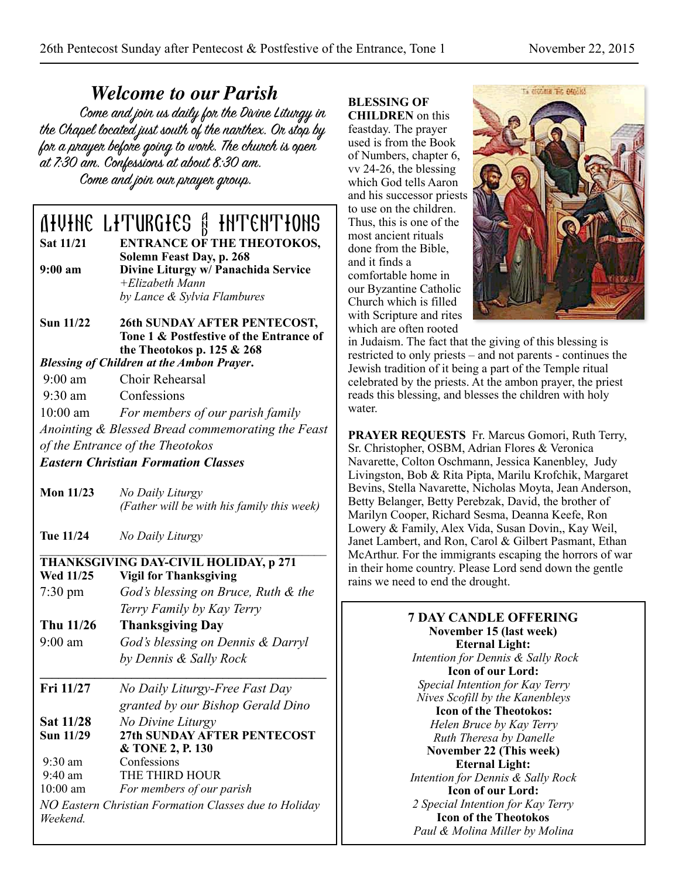# Welcome to our Parish

Come and join us daily for the Divine Liturgy in the Chapel located just south of the narthex. Or stop by for a prayer before going to work. The church is open at 7:30 am. Confessions at about 8:30 am.

Come and join our prayer group.

## Divine Liturgies and Intentions

**Sat 11/21** — **ENTRANCE OF THE THEOTOKOS, Solemn Feast Day, p. 268**

**9:00 am** — **Divine Liturgy w/ Panachida Service**
*+Elizabeth Mann*
*by Lance & Sylvia Flambures*

**Sun 11/22** — **26th SUNDAY AFTER PENTECOST, Tone 1 & Postfestive of the Entrance of the Theotokos p. 125 & 268**

***Blessing of Children at the Ambon Prayer.***

9:00 am — Choir Rehearsal

9:30 am — Confessions

10:00 am — *For members of our parish family*

*Anointing & Blessed Bread commemorating the Feast of the Entrance of the Theotokos*

***Eastern Christian Formation Classes***

**Mon 11/23** — *No Daily Liturgy*
*(Father will be with his family this week)*

**Tue 11/24** — *No Daily Liturgy*

**THANKSGIVING DAY-CIVIL HOLIDAY, p 271**

**Wed 11/25** — **Vigil for Thanksgiving**

7:30 pm — *God's blessing on Bruce, Ruth & the Terry Family by Kay Terry*

**Thu 11/26** — **Thanksgiving Day**

9:00 am — *God's blessing on Dennis & Darryl by Dennis & Sally Rock*

**Fri 11/27** — *No Daily Liturgy-Free Fast Day granted by our Bishop Gerald Dino*

**Sat 11/28** — *No Divine Liturgy*

**Sun 11/29** — **27th SUNDAY AFTER PENTECOST & TONE 2, P. 130**

9:30 am — Confessions

9:40 am — THE THIRD HOUR

10:00 am — *For members of our parish*

*NO Eastern Christian Formation Classes due to Holiday Weekend.*

**BLESSING OF CHILDREN** on this feastday. The prayer used is from the Book of Numbers, chapter 6, vv 24-26, the blessing which God tells Aaron and his successor priests to use on the children. Thus, this is one of the most ancient rituals done from the Bible, and it finds a comfortable home in our Byzantine Catholic Church which is filled with Scripture and rites which are often rooted in Judaism. The fact that the giving of this blessing is restricted to only priests – and not parents - continues the Jewish tradition of it being a part of the Temple ritual celebrated by the priests. At the ambon prayer, the priest reads this blessing, and blesses the children with holy water.

**PRAYER REQUESTS** Fr. Marcus Gomori, Ruth Terry, Sr. Christopher, OSBM, Adrian Flores & Veronica Navarette, Colton Oschmann, Jessica Kanenbley, Judy Livingston, Bob & Rita Pipta, Marilu Krofchik, Margaret Bevins, Stella Navarette, Nicholas Moyta, Jean Anderson, Betty Belanger, Betty Perebzak, David, the brother of Marilyn Cooper, Richard Sesma, Deanna Keefe, Ron Lowery & Family, Alex Vida, Susan Dovin,, Kay Weil, Janet Lambert, and Ron, Carol & Gilbert Pasmant, Ethan McArthur. For the immigrants escaping the horrors of war in their home country. Please Lord send down the gentle rains we need to end the drought.

### 7 DAY CANDLE OFFERING

**November 15 (last week)**

**Eternal Light:**
*Intention for Dennis & Sally Rock*

**Icon of our Lord:**
*Special Intention for Kay Terry*
*Nives Scofill by the Kanenbleys*

**Icon of the Theotokos:**
*Helen Bruce by Kay Terry*
*Ruth Theresa by Danelle*

**November 22 (This week)**

**Eternal Light:**
*Intention for Dennis & Sally Rock*

**Icon of our Lord:**
*2 Special Intention for Kay Terry*

**Icon of the Theotokos**
*Paul & Molina Miller by Molina*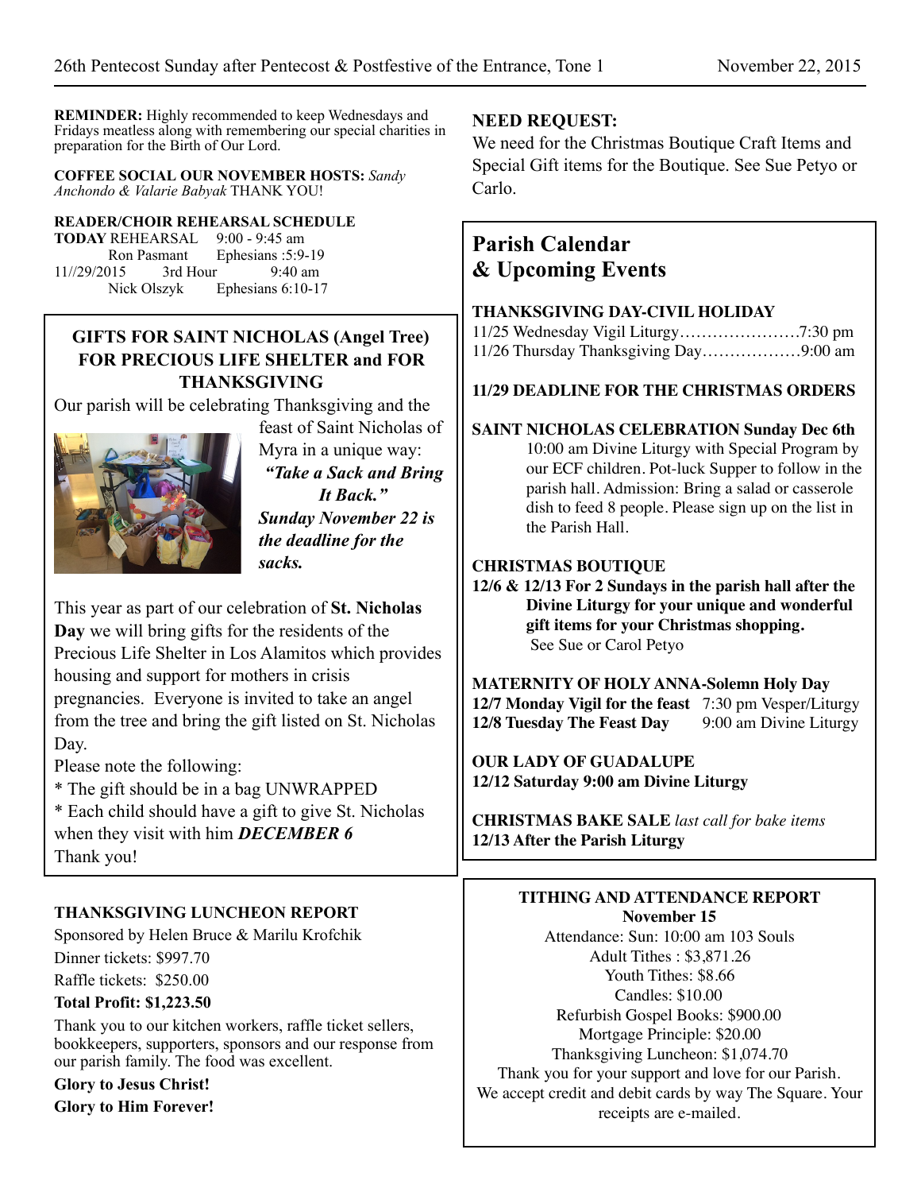**REMINDER:** Highly recommended to keep Wednesdays and Fridays meatless along with remembering our special charities in preparation for the Birth of Our Lord.

**COFFEE SOCIAL OUR NOVEMBER HOSTS:** *Sandy Anchondo & Valarie Babyak* THANK YOU!

**READER/CHOIR REHEARSAL SCHEDULE**

**TODAY** REHEARSAL 9:00 - 9:45 am
Ron Pasmant Ephesians :5:9-19
11//29/2015 3rd Hour 9:40 am
Nick Olszyk Ephesians 6:10-17

## GIFTS FOR SAINT NICHOLAS (Angel Tree) FOR PRECIOUS LIFE SHELTER and FOR THANKSGIVING

Our parish will be celebrating Thanksgiving and the feast of Saint Nicholas of Myra in a unique way: ***"Take a Sack and Bring It Back."*** ***Sunday November 22 is the deadline for the sacks.***

This year as part of our celebration of **St. Nicholas Day** we will bring gifts for the residents of the Precious Life Shelter in Los Alamitos which provides housing and support for mothers in crisis pregnancies. Everyone is invited to take an angel from the tree and bring the gift listed on St. Nicholas Day.

Please note the following:

* The gift should be in a bag UNWRAPPED
* Each child should have a gift to give St. Nicholas when they visit with him ***DECEMBER 6***

Thank you!

**THANKSGIVING LUNCHEON REPORT**

Sponsored by Helen Bruce & Marilu Krofchik

Dinner tickets: $997.70

Raffle tickets: $250.00

**Total Profit: $1,223.50**

Thank you to our kitchen workers, raffle ticket sellers, bookkeepers, supporters, sponsors and our response from our parish family. The food was excellent.

**Glory to Jesus Christ!**
**Glory to Him Forever!**

**NEED REQUEST:**

We need for the Christmas Boutique Craft Items and Special Gift items for the Boutique. See Sue Petyo or Carlo.

## Parish Calendar & Upcoming Events

**THANKSGIVING DAY-CIVIL HOLIDAY**

11/25 Wednesday Vigil Liturgy…………………7:30 pm
11/26 Thursday Thanksgiving Day………………9:00 am

**11/29 DEADLINE FOR THE CHRISTMAS ORDERS**

**SAINT NICHOLAS CELEBRATION Sunday Dec 6th**

10:00 am Divine Liturgy with Special Program by our ECF children. Pot-luck Supper to follow in the parish hall. Admission: Bring a salad or casserole dish to feed 8 people. Please sign up on the list in the Parish Hall.

**CHRISTMAS BOUTIQUE**

**12/6 & 12/13 For 2 Sundays in the parish hall after the Divine Liturgy for your unique and wonderful gift items for your Christmas shopping.**
See Sue or Carol Petyo

**MATERNITY OF HOLY ANNA-Solemn Holy Day**

**12/7 Monday Vigil for the feast** 7:30 pm Vesper/Liturgy
**12/8 Tuesday The Feast Day** 9:00 am Divine Liturgy

**OUR LADY OF GUADALUPE**
**12/12 Saturday 9:00 am Divine Liturgy**

**CHRISTMAS BAKE SALE** *last call for bake items*
**12/13 After the Parish Liturgy**

**TITHING AND ATTENDANCE REPORT**
**November 15**

Attendance: Sun: 10:00 am 103 Souls
Adult Tithes : $3,871.26
Youth Tithes: $8.66
Candles: $10.00
Refurbish Gospel Books: $900.00
Mortgage Principle: $20.00
Thanksgiving Luncheon: $1,074.70

Thank you for your support and love for our Parish. We accept credit and debit cards by way The Square. Your receipts are e-mailed.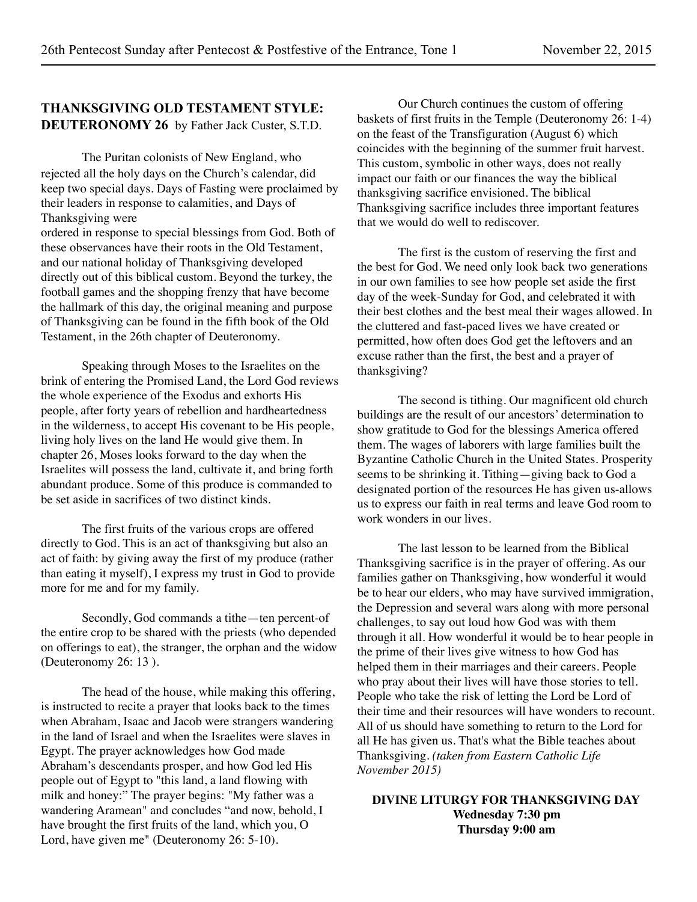## THANKSGIVING OLD TESTAMENT STYLE: DEUTERONOMY 26 by Father Jack Custer, S.T.D.

The Puritan colonists of New England, who rejected all the holy days on the Church's calendar, did keep two special days. Days of Fasting were proclaimed by their leaders in response to calamities, and Days of Thanksgiving were ordered in response to special blessings from God. Both of these observances have their roots in the Old Testament, and our national holiday of Thanksgiving developed directly out of this biblical custom. Beyond the turkey, the football games and the shopping frenzy that have become the hallmark of this day, the original meaning and purpose of Thanksgiving can be found in the fifth book of the Old Testament, in the 26th chapter of Deuteronomy.

Speaking through Moses to the Israelites on the brink of entering the Promised Land, the Lord God reviews the whole experience of the Exodus and exhorts His people, after forty years of rebellion and hardheartedness in the wilderness, to accept His covenant to be His people, living holy lives on the land He would give them. In chapter 26, Moses looks forward to the day when the Israelites will possess the land, cultivate it, and bring forth abundant produce. Some of this produce is commanded to be set aside in sacrifices of two distinct kinds.

The first fruits of the various crops are offered directly to God. This is an act of thanksgiving but also an act of faith: by giving away the first of my produce (rather than eating it myself), I express my trust in God to provide more for me and for my family.

Secondly, God commands a tithe—ten percent-of the entire crop to be shared with the priests (who depended on offerings to eat), the stranger, the orphan and the widow (Deuteronomy 26: 13 ).

The head of the house, while making this offering, is instructed to recite a prayer that looks back to the times when Abraham, Isaac and Jacob were strangers wandering in the land of Israel and when the Israelites were slaves in Egypt. The prayer acknowledges how God made Abraham's descendants prosper, and how God led His people out of Egypt to "this land, a land flowing with milk and honey:" The prayer begins: "My father was a wandering Aramean" and concludes "and now, behold, I have brought the first fruits of the land, which you, O Lord, have given me" (Deuteronomy 26: 5-10).

Our Church continues the custom of offering baskets of first fruits in the Temple (Deuteronomy 26: 1-4) on the feast of the Transfiguration (August 6) which coincides with the beginning of the summer fruit harvest. This custom, symbolic in other ways, does not really impact our faith or our finances the way the biblical thanksgiving sacrifice envisioned. The biblical Thanksgiving sacrifice includes three important features that we would do well to rediscover.

The first is the custom of reserving the first and the best for God. We need only look back two generations in our own families to see how people set aside the first day of the week-Sunday for God, and celebrated it with their best clothes and the best meal their wages allowed. In the cluttered and fast-paced lives we have created or permitted, how often does God get the leftovers and an excuse rather than the first, the best and a prayer of thanksgiving?

The second is tithing. Our magnificent old church buildings are the result of our ancestors' determination to show gratitude to God for the blessings America offered them. The wages of laborers with large families built the Byzantine Catholic Church in the United States. Prosperity seems to be shrinking it. Tithing—giving back to God a designated portion of the resources He has given us-allows us to express our faith in real terms and leave God room to work wonders in our lives.

The last lesson to be learned from the Biblical Thanksgiving sacrifice is in the prayer of offering. As our families gather on Thanksgiving, how wonderful it would be to hear our elders, who may have survived immigration, the Depression and several wars along with more personal challenges, to say out loud how God was with them through it all. How wonderful it would be to hear people in the prime of their lives give witness to how God has helped them in their marriages and their careers. People who pray about their lives will have those stories to tell. People who take the risk of letting the Lord be Lord of their time and their resources will have wonders to recount. All of us should have something to return to the Lord for all He has given us. That's what the Bible teaches about Thanksgiving. *(taken from Eastern Catholic Life November 2015)*

**DIVINE LITURGY FOR THANKSGIVING DAY**
**Wednesday 7:30 pm**
**Thursday 9:00 am**